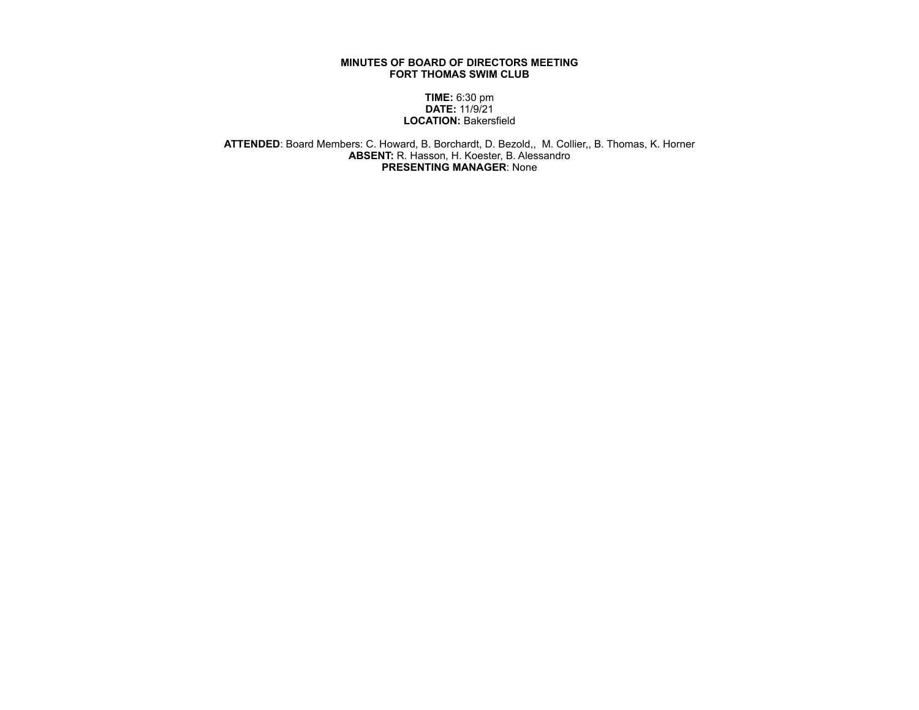**MINUTES OF BOARD OF DIRECTORS MEETING**
**FORT THOMAS SWIM CLUB**

**TIME:** 6:30 pm
**DATE:** 11/9/21
**LOCATION:** Bakersfield

**ATTENDED**: Board Members: C. Howard, B. Borchardt, D. Bezold,, M. Collier,, B. Thomas, K. Horner
**ABSENT:** R. Hasson, H. Koester, B. Alessandro
**PRESENTING MANAGER**: None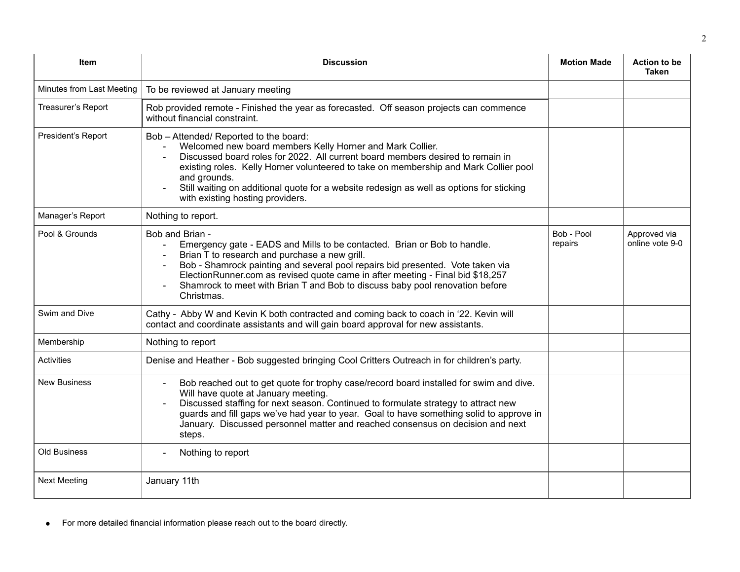| Item | Discussion | Motion Made | Action to be Taken |
|---|---|---|---|
| Minutes from Last Meeting | To be reviewed at January meeting | | |
| Treasurer's Report | Rob provided remote - Finished the year as forecasted. Off season projects can commence without financial constraint. | | |
| President's Report | Bob – Attended/ Reported to the board:<br>- Welcomed new board members Kelly Horner and Mark Collier.<br>- Discussed board roles for 2022. All current board members desired to remain in existing roles. Kelly Horner volunteered to take on membership and Mark Collier pool and grounds.<br>- Still waiting on additional quote for a website redesign as well as options for sticking with existing hosting providers. | | |
| Manager's Report | Nothing to report. | | |
| Pool & Grounds | Bob and Brian -<br>- Emergency gate - EADS and Mills to be contacted. Brian or Bob to handle.<br>- Brian T to research and purchase a new grill.<br>- Bob - Shamrock painting and several pool repairs bid presented. Vote taken via ElectionRunner.com as revised quote came in after meeting - Final bid $18,257<br>- Shamrock to meet with Brian T and Bob to discuss baby pool renovation before Christmas. | Bob - Pool repairs | Approved via online vote 9-0 |
| Swim and Dive | Cathy - Abby W and Kevin K both contracted and coming back to coach in '22. Kevin will contact and coordinate assistants and will gain board approval for new assistants. | | |
| Membership | Nothing to report | | |
| Activities | Denise and Heather - Bob suggested bringing Cool Critters Outreach in for children's party. | | |
| New Business | - Bob reached out to get quote for trophy case/record board installed for swim and dive. Will have quote at January meeting.<br>- Discussed staffing for next season. Continued to formulate strategy to attract new guards and fill gaps we've had year to year. Goal to have something solid to approve in January. Discussed personnel matter and reached consensus on decision and next steps. | | |
| Old Business | - Nothing to report | | |
| Next Meeting | January 11th | | |

- For more detailed financial information please reach out to the board directly.